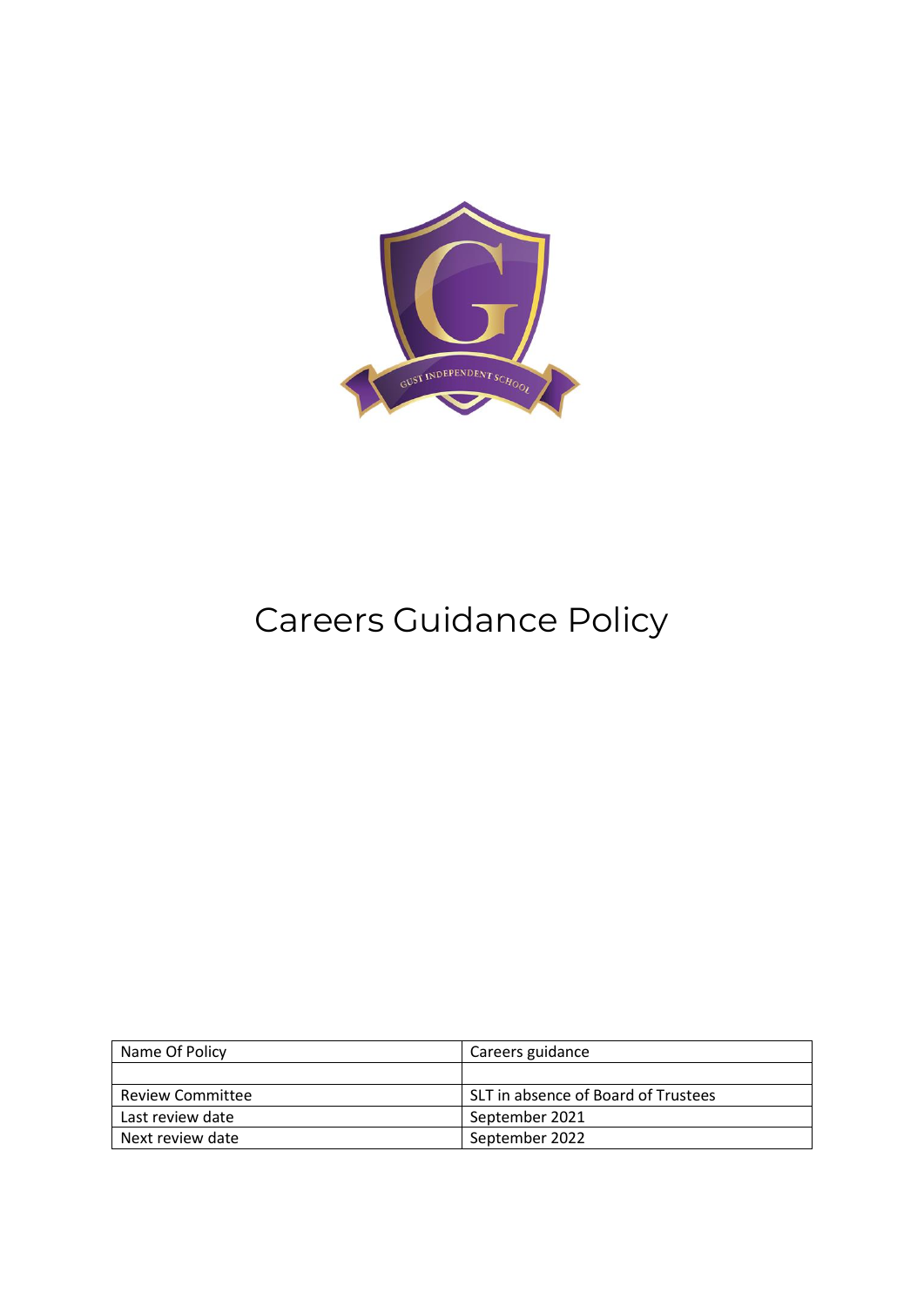# Careers Guidance Policy

| Name Of Policy | Careers guidance |
|---|---|
| | |
| Review Committee | SLT in absence of Board of Trustees |
| Last review date | September 2021 |
| Next review date | September 2022 |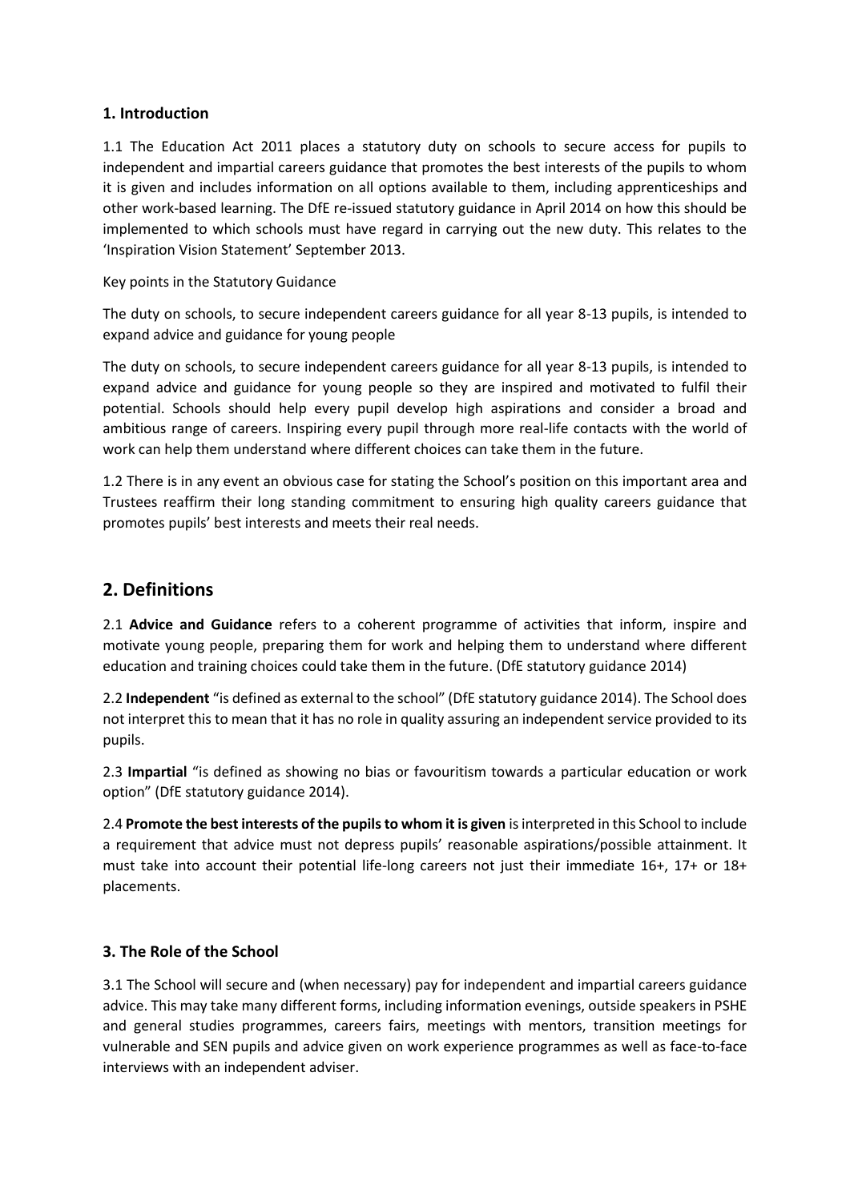### 1. Introduction

1.1 The Education Act 2011 places a statutory duty on schools to secure access for pupils to independent and impartial careers guidance that promotes the best interests of the pupils to whom it is given and includes information on all options available to them, including apprenticeships and other work-based learning. The DfE re-issued statutory guidance in April 2014 on how this should be implemented to which schools must have regard in carrying out the new duty. This relates to the 'Inspiration Vision Statement' September 2013.

Key points in the Statutory Guidance

The duty on schools, to secure independent careers guidance for all year 8-13 pupils, is intended to expand advice and guidance for young people

The duty on schools, to secure independent careers guidance for all year 8-13 pupils, is intended to expand advice and guidance for young people so they are inspired and motivated to fulfil their potential. Schools should help every pupil develop high aspirations and consider a broad and ambitious range of careers. Inspiring every pupil through more real-life contacts with the world of work can help them understand where different choices can take them in the future.

1.2 There is in any event an obvious case for stating the School's position on this important area and Trustees reaffirm their long standing commitment to ensuring high quality careers guidance that promotes pupils' best interests and meets their real needs.

## 2. Definitions

2.1 **Advice and Guidance** refers to a coherent programme of activities that inform, inspire and motivate young people, preparing them for work and helping them to understand where different education and training choices could take them in the future. (DfE statutory guidance 2014)

2.2 **Independent** "is defined as external to the school" (DfE statutory guidance 2014). The School does not interpret this to mean that it has no role in quality assuring an independent service provided to its pupils.

2.3 **Impartial** "is defined as showing no bias or favouritism towards a particular education or work option" (DfE statutory guidance 2014).

2.4 **Promote the best interests of the pupils to whom it is given** is interpreted in this School to include a requirement that advice must not depress pupils' reasonable aspirations/possible attainment. It must take into account their potential life-long careers not just their immediate 16+, 17+ or 18+ placements.

### 3. The Role of the School

3.1 The School will secure and (when necessary) pay for independent and impartial careers guidance advice. This may take many different forms, including information evenings, outside speakers in PSHE and general studies programmes, careers fairs, meetings with mentors, transition meetings for vulnerable and SEN pupils and advice given on work experience programmes as well as face-to-face interviews with an independent adviser.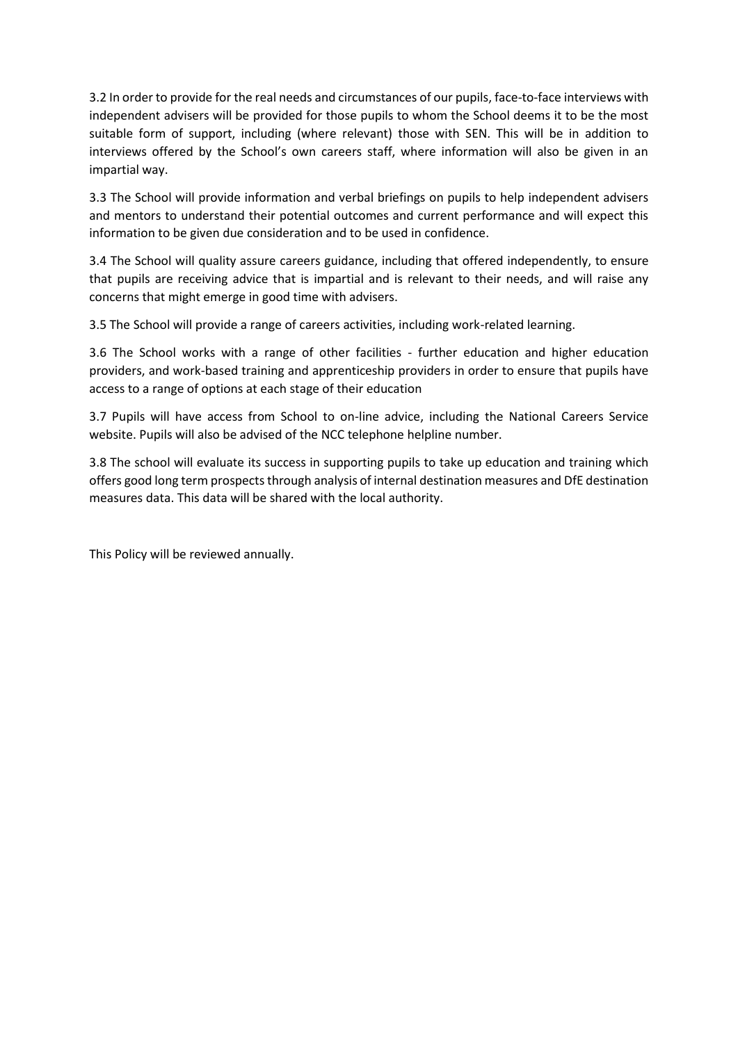3.2 In order to provide for the real needs and circumstances of our pupils, face-to-face interviews with independent advisers will be provided for those pupils to whom the School deems it to be the most suitable form of support, including (where relevant) those with SEN. This will be in addition to interviews offered by the School's own careers staff, where information will also be given in an impartial way.

3.3 The School will provide information and verbal briefings on pupils to help independent advisers and mentors to understand their potential outcomes and current performance and will expect this information to be given due consideration and to be used in confidence.

3.4 The School will quality assure careers guidance, including that offered independently, to ensure that pupils are receiving advice that is impartial and is relevant to their needs, and will raise any concerns that might emerge in good time with advisers.

3.5 The School will provide a range of careers activities, including work-related learning.

3.6 The School works with a range of other facilities - further education and higher education providers, and work-based training and apprenticeship providers in order to ensure that pupils have access to a range of options at each stage of their education

3.7 Pupils will have access from School to on-line advice, including the National Careers Service website. Pupils will also be advised of the NCC telephone helpline number.

3.8 The school will evaluate its success in supporting pupils to take up education and training which offers good long term prospects through analysis of internal destination measures and DfE destination measures data. This data will be shared with the local authority.

This Policy will be reviewed annually.